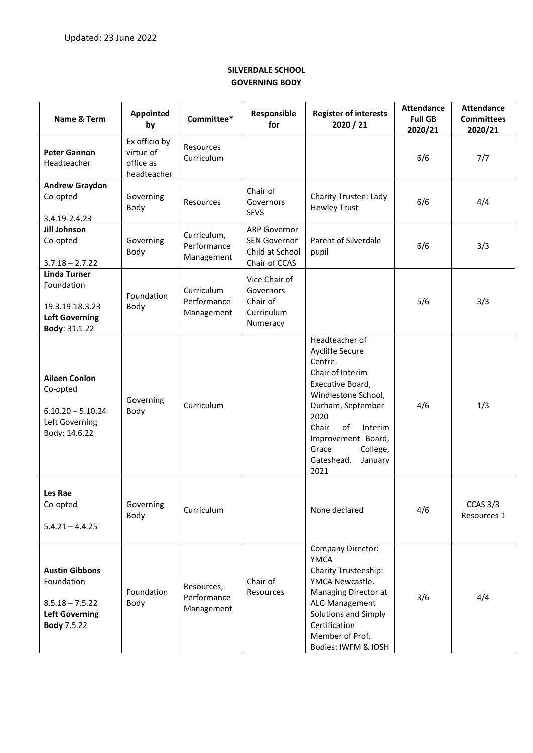Updated: 23 June 2022

**SILVERDALE SCHOOL**
**GOVERNING BODY**

| Name & Term | Appointed by | Committee* | Responsible for | Register of interests 2020 / 21 | Attendance Full GB 2020/21 | Attendance Committees 2020/21 |
|---|---|---|---|---|---|---|
| **Peter Gannon** Headteacher | Ex officio by virtue of office as headteacher | Resources Curriculum | | | 6/6 | 7/7 |
| **Andrew Graydon** Co-opted 3.4.19-2.4.23 | Governing Body | Resources | Chair of Governors SFVS | Charity Trustee: Lady Hewley Trust | 6/6 | 4/4 |
| **Jill Johnson** Co-opted 3.7.18 – 2.7.22 | Governing Body | Curriculum, Performance Management | ARP Governor SEN Governor Child at School Chair of CCAS | Parent of Silverdale pupil | 6/6 | 3/3 |
| **Linda Turner** Foundation 19.3.19-18.3.23 **Left Governing Body**: 31.1.22 | Foundation Body | Curriculum Performance Management | Vice Chair of Governors Chair of Curriculum Numeracy | | 5/6 | 3/3 |
| **Aileen Conlon** Co-opted 6.10.20 – 5.10.24 Left Governing Body: 14.6.22 | Governing Body | Curriculum | | Headteacher of Aycliffe Secure Centre. Chair of Interim Executive Board, Windlestone School, Durham, September 2020 Chair of Interim Improvement Board, Grace College, Gateshead, January 2021 | 4/6 | 1/3 |
| **Les Rae** Co-opted 5.4.21 – 4.4.25 | Governing Body | Curriculum | | None declared | 4/6 | CCAS 3/3 Resources 1 |
| **Austin Gibbons** Foundation 8.5.18 – 7.5.22 **Left Governing Body** 7.5.22 | Foundation Body | Resources, Performance Management | Chair of Resources | Company Director: YMCA Charity Trusteeship: YMCA Newcastle. Managing Director at ALG Management Solutions and Simply Certification Member of Prof. Bodies: IWFM & IOSH | 3/6 | 4/4 |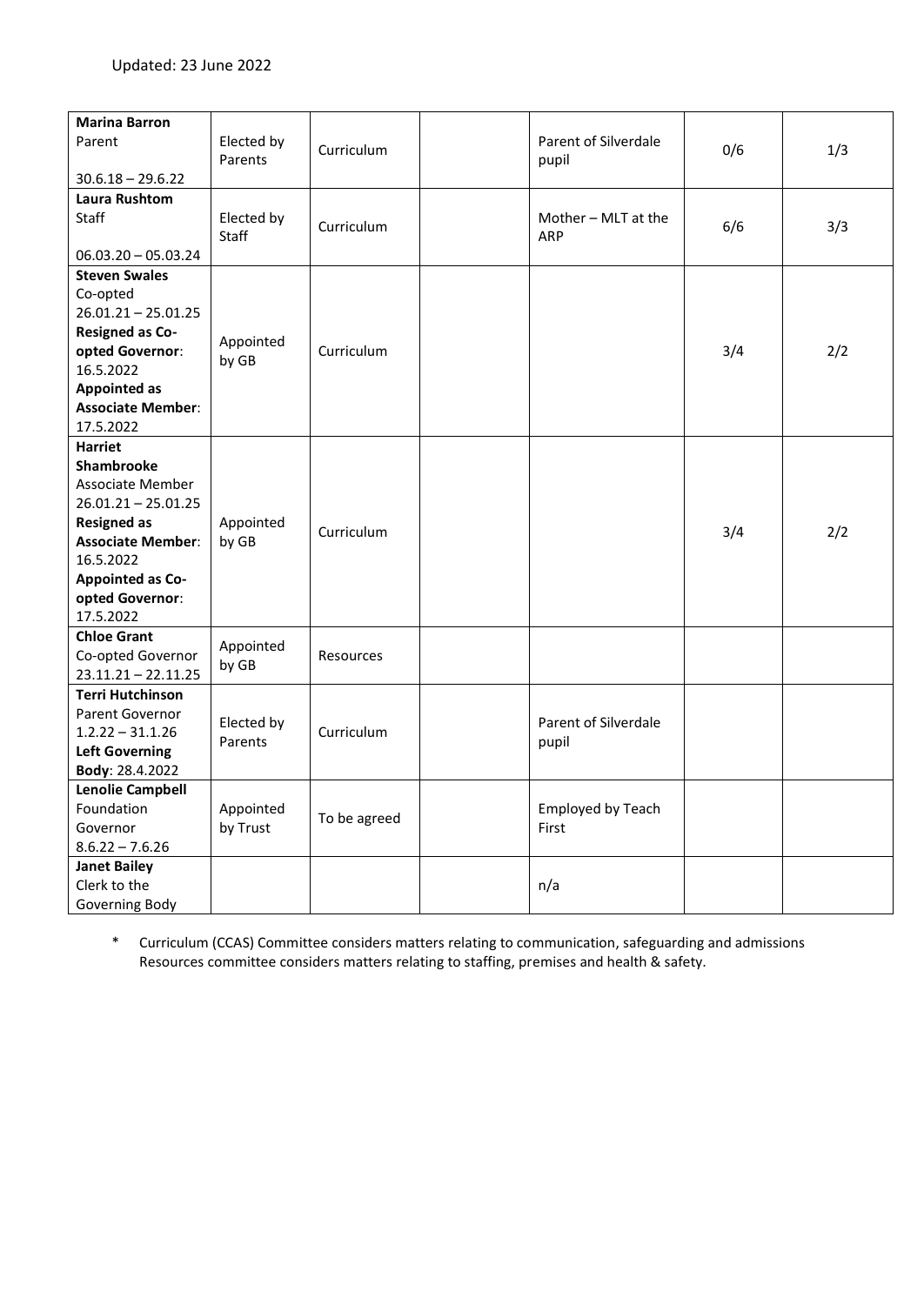Updated: 23 June 2022

| | | | | | | |
|---|---|---|---|---|---|---|
| **Marina Barron**<br>Parent<br><br>30.6.18 – 29.6.22 | Elected by Parents | Curriculum | | Parent of Silverdale pupil | 0/6 | 1/3 |
| **Laura Rushtom**<br>Staff<br><br>06.03.20 – 05.03.24 | Elected by Staff | Curriculum | | Mother – MLT at the ARP | 6/6 | 3/3 |
| **Steven Swales**<br>Co-opted<br>26.01.21 – 25.01.25<br>**Resigned as Co-opted Governor**: 16.5.2022<br>**Appointed as Associate Member**: 17.5.2022 | Appointed by GB | Curriculum | | | 3/4 | 2/2 |
| **Harriet Shambrooke**<br>Associate Member<br>26.01.21 – 25.01.25<br>**Resigned as Associate Member**: 16.5.2022<br>**Appointed as Co-opted Governor**: 17.5.2022 | Appointed by GB | Curriculum | | | 3/4 | 2/2 |
| **Chloe Grant**<br>Co-opted Governor<br>23.11.21 – 22.11.25 | Appointed by GB | Resources | | | | |
| **Terri Hutchinson**<br>Parent Governor<br>1.2.22 – 31.1.26<br>**Left Governing Body**: 28.4.2022 | Elected by Parents | Curriculum | | Parent of Silverdale pupil | | |
| **Lenolie Campbell**<br>Foundation Governor<br>8.6.22 – 7.6.26 | Appointed by Trust | To be agreed | | Employed by Teach First | | |
| **Janet Bailey**<br>Clerk to the Governing Body | | | | n/a | | |

\* Curriculum (CCAS) Committee considers matters relating to communication, safeguarding and admissions
Resources committee considers matters relating to staffing, premises and health & safety.